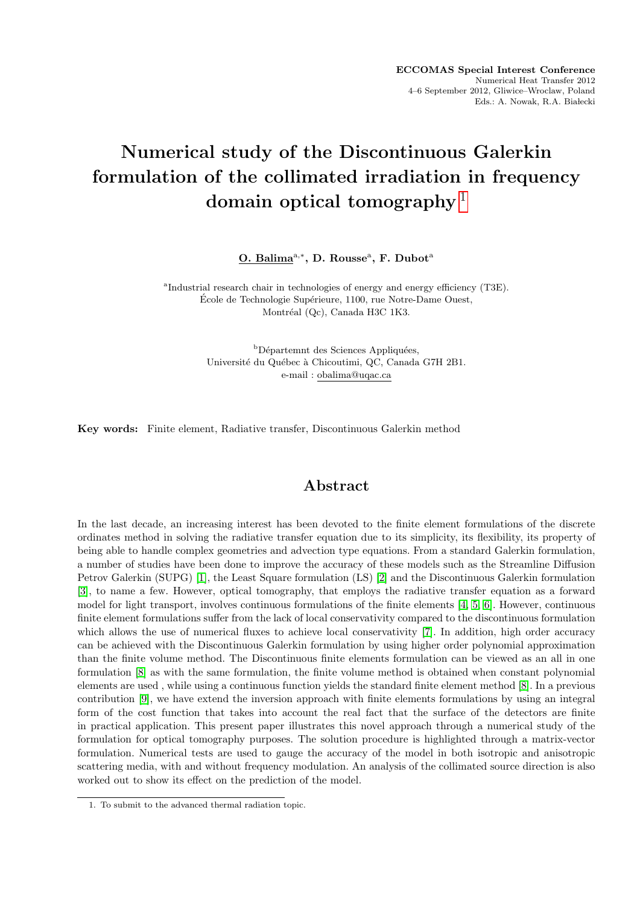ECCOMAS Special Interest Conference
Numerical Heat Transfer 2012
4–6 September 2012, Gliwice–Wroclaw, Poland
Eds.: A. Nowak, R.A. Białecki

# Numerical study of the Discontinuous Galerkin formulation of the collimated irradiation in frequency domain optical tomography [1]

**O. Balima**[a,*], **D. Rousse**[a], **F. Dubot**[a]

[a]Industrial research chair in technologies of energy and energy efficiency (T3E).
École de Technologie Supérieure, 1100, rue Notre-Dame Ouest,
Montréal (Qc), Canada H3C 1K3.

[b]Départemnt des Sciences Appliquées,
Université du Québec à Chicoutimi, QC, Canada G7H 2B1.
e-mail : obalima@uqac.ca

**Key words:** Finite element, Radiative transfer, Discontinuous Galerkin method

## Abstract

In the last decade, an increasing interest has been devoted to the finite element formulations of the discrete ordinates method in solving the radiative transfer equation due to its simplicity, its flexibility, its property of being able to handle complex geometries and advection type equations. From a standard Galerkin formulation, a number of studies have been done to improve the accuracy of these models such as the Streamline Diffusion Petrov Galerkin (SUPG) [1], the Least Square formulation (LS) [2] and the Discontinuous Galerkin formulation [3], to name a few. However, optical tomography, that employs the radiative transfer equation as a forward model for light transport, involves continuous formulations of the finite elements [4, 5, 6]. However, continuous finite element formulations suffer from the lack of local conservativity compared to the discontinuous formulation which allows the use of numerical fluxes to achieve local conservativity [7]. In addition, high order accuracy can be achieved with the Discontinuous Galerkin formulation by using higher order polynomial approximation than the finite volume method. The Discontinuous finite elements formulation can be viewed as an all in one formulation [8] as with the same formulation, the finite volume method is obtained when constant polynomial elements are used , while using a continuous function yields the standard finite element method [8]. In a previous contribution [9], we have extend the inversion approach with finite elements formulations by using an integral form of the cost function that takes into account the real fact that the surface of the detectors are finite in practical application. This present paper illustrates this novel approach through a numerical study of the formulation for optical tomography purposes. The solution procedure is highlighted through a matrix-vector formulation. Numerical tests are used to gauge the accuracy of the model in both isotropic and anisotropic scattering media, with and without frequency modulation. An analysis of the collimated source direction is also worked out to show its effect on the prediction of the model.

---

1. To submit to the advanced thermal radiation topic.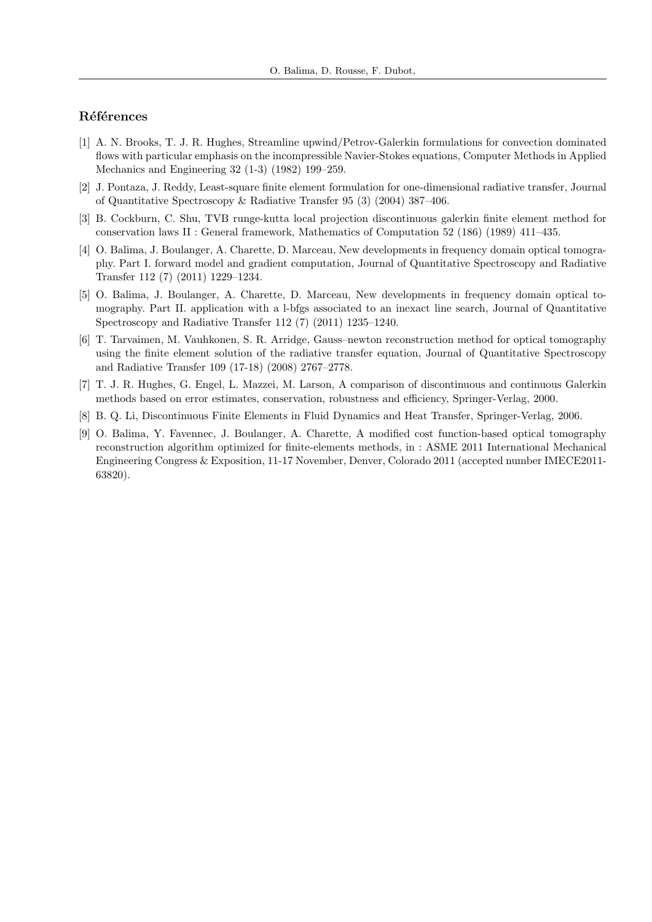## Références

[1] A. N. Brooks, T. J. R. Hughes, Streamline upwind/Petrov-Galerkin formulations for convection dominated flows with particular emphasis on the incompressible Navier-Stokes equations, Computer Methods in Applied Mechanics and Engineering 32 (1-3) (1982) 199–259.

[2] J. Pontaza, J. Reddy, Least-square finite element formulation for one-dimensional radiative transfer, Journal of Quantitative Spectroscopy & Radiative Transfer 95 (3) (2004) 387–406.

[3] B. Cockburn, C. Shu, TVB runge-kutta local projection discontinuous galerkin finite element method for conservation laws II : General framework, Mathematics of Computation 52 (186) (1989) 411–435.

[4] O. Balima, J. Boulanger, A. Charette, D. Marceau, New developments in frequency domain optical tomography. Part I. forward model and gradient computation, Journal of Quantitative Spectroscopy and Radiative Transfer 112 (7) (2011) 1229–1234.

[5] O. Balima, J. Boulanger, A. Charette, D. Marceau, New developments in frequency domain optical tomography. Part II. application with a l-bfgs associated to an inexact line search, Journal of Quantitative Spectroscopy and Radiative Transfer 112 (7) (2011) 1235–1240.

[6] T. Tarvaimen, M. Vauhkonen, S. R. Arridge, Gauss–newton reconstruction method for optical tomography using the finite element solution of the radiative transfer equation, Journal of Quantitative Spectroscopy and Radiative Transfer 109 (17-18) (2008) 2767–2778.

[7] T. J. R. Hughes, G. Engel, L. Mazzei, M. Larson, A comparison of discontinuous and continuous Galerkin methods based on error estimates, conservation, robustness and efficiency, Springer-Verlag, 2000.

[8] B. Q. Li, Discontinuous Finite Elements in Fluid Dynamics and Heat Transfer, Springer-Verlag, 2006.

[9] O. Balima, Y. Favennec, J. Boulanger, A. Charette, A modified cost function-based optical tomography reconstruction algorithm optimized for finite-elements methods, in : ASME 2011 International Mechanical Engineering Congress & Exposition, 11-17 November, Denver, Colorado 2011 (accepted number IMECE2011-63820).